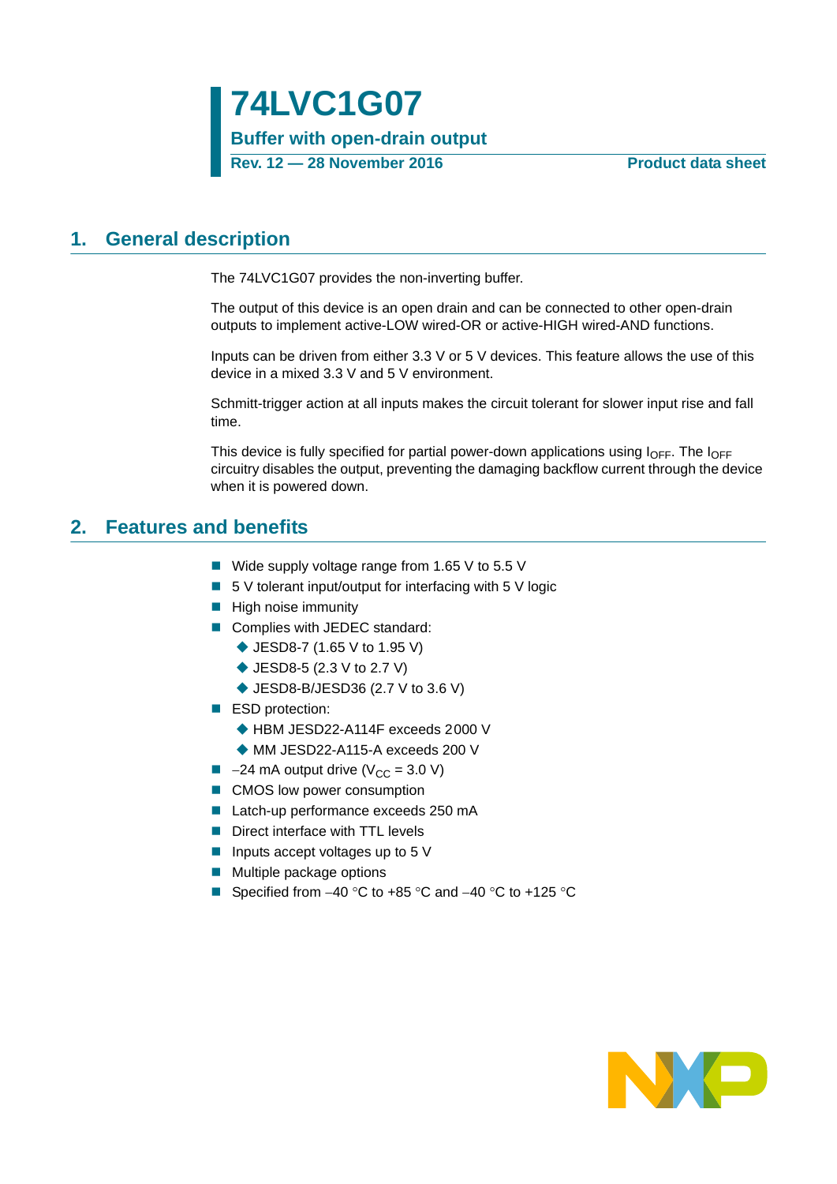# 74LVC1G07

## Buffer with open-drain output

**Rev. 12 — 28 November 2016** **Product data sheet**

## 1. General description

The 74LVC1G07 provides the non-inverting buffer.

The output of this device is an open drain and can be connected to other open-drain outputs to implement active-LOW wired-OR or active-HIGH wired-AND functions.

Inputs can be driven from either 3.3 V or 5 V devices. This feature allows the use of this device in a mixed 3.3 V and 5 V environment.

Schmitt-trigger action at all inputs makes the circuit tolerant for slower input rise and fall time.

This device is fully specified for partial power-down applications using $I_{OFF}$. The $I_{OFF}$ circuitry disables the output, preventing the damaging backflow current through the device when it is powered down.

## 2. Features and benefits

- Wide supply voltage range from 1.65 V to 5.5 V
- 5 V tolerant input/output for interfacing with 5 V logic
- High noise immunity
- Complies with JEDEC standard:
  - JESD8-7 (1.65 V to 1.95 V)
  - JESD8-5 (2.3 V to 2.7 V)
  - JESD8-B/JESD36 (2.7 V to 3.6 V)
- ESD protection:
  - HBM JESD22-A114F exceeds 2000 V
  - MM JESD22-A115-A exceeds 200 V
- −24 mA output drive ($V_{CC}$ = 3.0 V)
- CMOS low power consumption
- Latch-up performance exceeds 250 mA
- Direct interface with TTL levels
- Inputs accept voltages up to 5 V
- Multiple package options
- Specified from −40 °C to +85 °C and −40 °C to +125 °C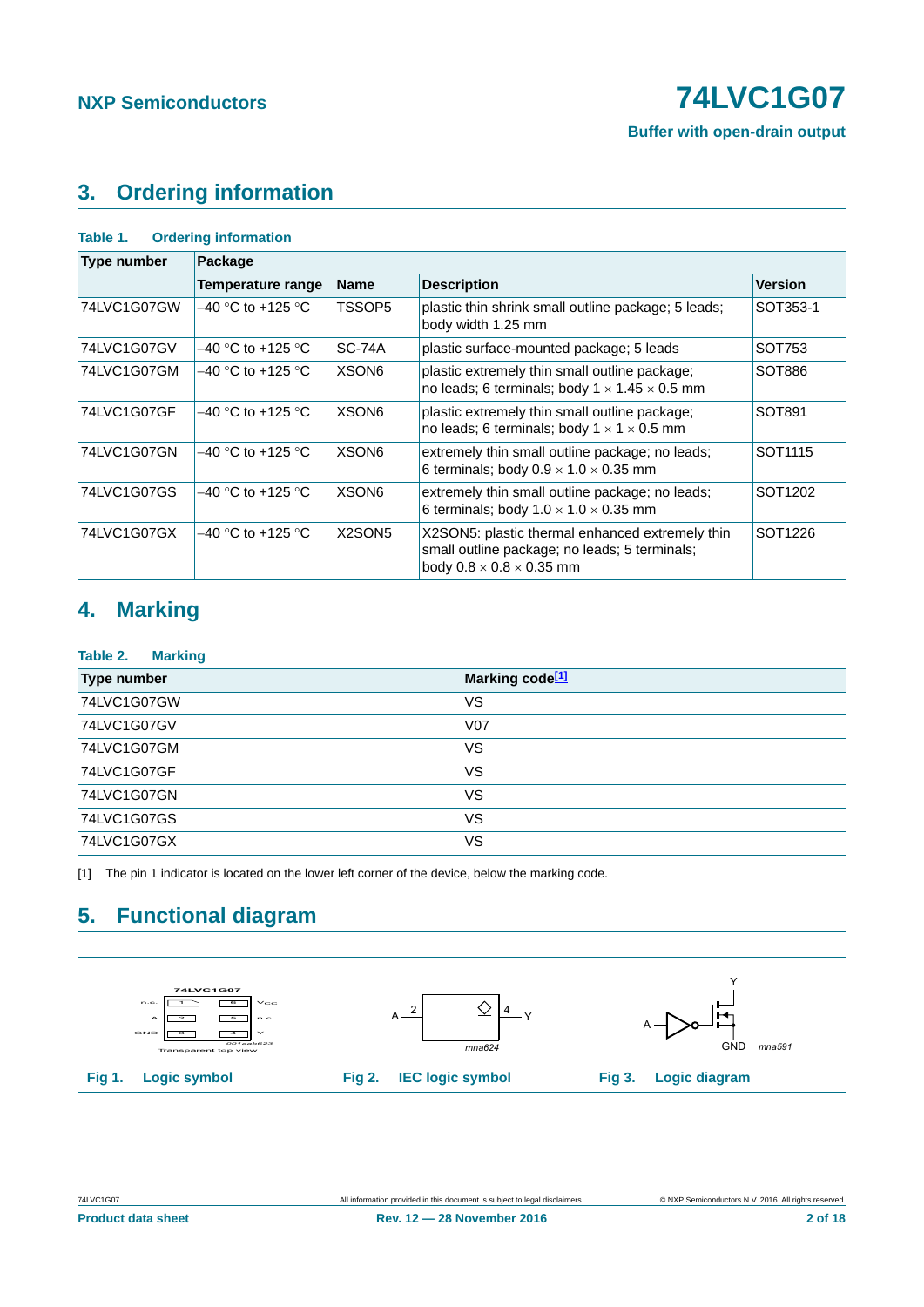## 3. Ordering information

**Table 1. Ordering information**

| Type number | Package | | | |
|---|---|---|---|---|
| | Temperature range | Name | Description | Version |
| 74LVC1G07GW | –40 °C to +125 °C | TSSOP5 | plastic thin shrink small outline package; 5 leads; body width 1.25 mm | SOT353-1 |
| 74LVC1G07GV | –40 °C to +125 °C | SC-74A | plastic surface-mounted package; 5 leads | SOT753 |
| 74LVC1G07GM | –40 °C to +125 °C | XSON6 | plastic extremely thin small outline package; no leads; 6 terminals; body 1 × 1.45 × 0.5 mm | SOT886 |
| 74LVC1G07GF | –40 °C to +125 °C | XSON6 | plastic extremely thin small outline package; no leads; 6 terminals; body 1 × 1 × 0.5 mm | SOT891 |
| 74LVC1G07GN | –40 °C to +125 °C | XSON6 | extremely thin small outline package; no leads; 6 terminals; body 0.9 × 1.0 × 0.35 mm | SOT1115 |
| 74LVC1G07GS | –40 °C to +125 °C | XSON6 | extremely thin small outline package; no leads; 6 terminals; body 1.0 × 1.0 × 0.35 mm | SOT1202 |
| 74LVC1G07GX | –40 °C to +125 °C | X2SON5 | X2SON5: plastic thermal enhanced extremely thin small outline package; no leads; 5 terminals; body 0.8 × 0.8 × 0.35 mm | SOT1226 |

## 4. Marking

**Table 2. Marking**

| Type number | Marking code[1] |
|---|---|
| 74LVC1G07GW | VS |
| 74LVC1G07GV | V07 |
| 74LVC1G07GM | VS |
| 74LVC1G07GF | VS |
| 74LVC1G07GN | VS |
| 74LVC1G07GS | VS |
| 74LVC1G07GX | VS |

[1] The pin 1 indicator is located on the lower left corner of the device, below the marking code.

## 5. Functional diagram

**Fig 1. Logic symbol**

**Fig 2. IEC logic symbol**

**Fig 3. Logic diagram**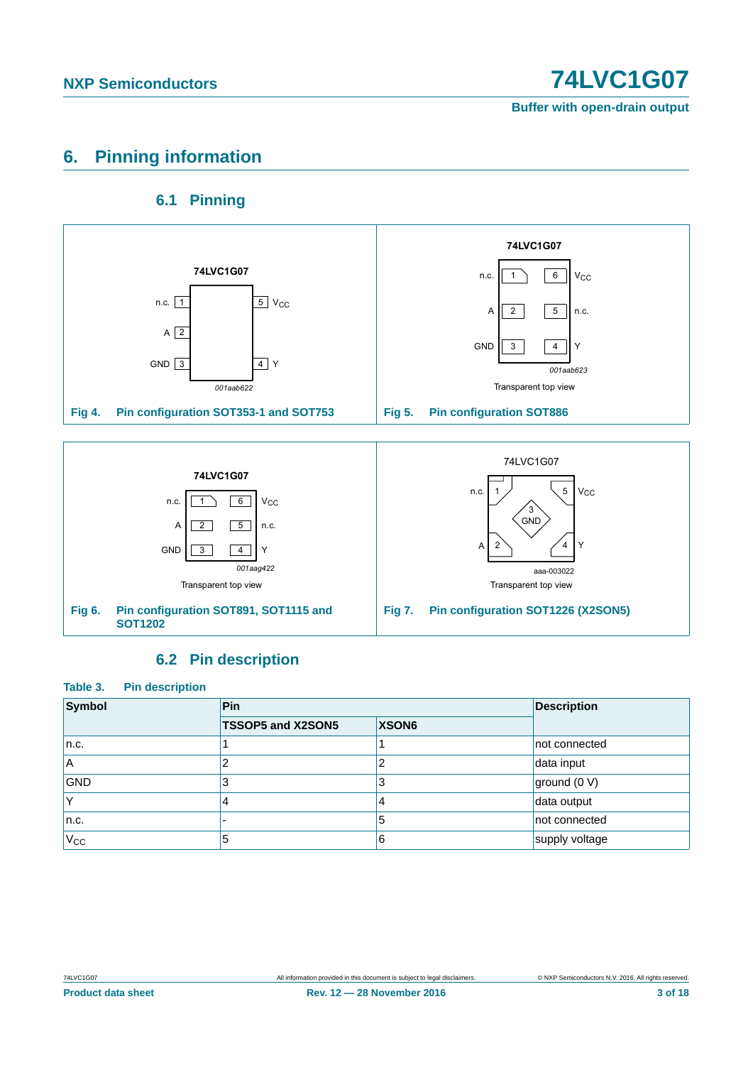## 6. Pinning information

### 6.1 Pinning

Fig 4. Pin configuration SOT353-1 and SOT753

Fig 5. Pin configuration SOT886

Fig 6. Pin configuration SOT891, SOT1115 and SOT1202

Fig 7. Pin configuration SOT1226 (X2SON5)

### 6.2 Pin description

**Table 3. Pin description**

| Symbol | Pin | | Description |
|---|---|---|---|
| | TSSOP5 and X2SON5 | XSON6 | |
| n.c. | 1 | 1 | not connected |
| A | 2 | 2 | data input |
| GND | 3 | 3 | ground (0 V) |
| Y | 4 | 4 | data output |
| n.c. | - | 5 | not connected |
| $V_{CC}$ | 5 | 6 | supply voltage |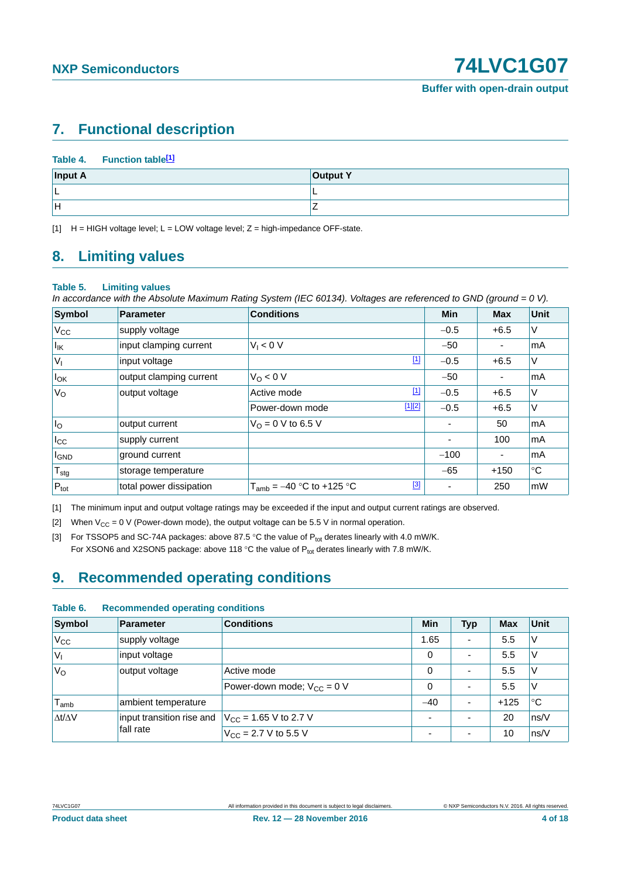## 7. Functional description

**Table 4. Function table[1]**

| Input A | Output Y |
|---|---|
| L | L |
| H | Z |

[1] H = HIGH voltage level; L = LOW voltage level; Z = high-impedance OFF-state.

## 8. Limiting values

**Table 5. Limiting values**

*In accordance with the Absolute Maximum Rating System (IEC 60134). Voltages are referenced to GND (ground = 0 V).*

| Symbol | Parameter | Conditions | | Min | Max | Unit |
|---|---|---|---|---|---|---|
| $V_{CC}$ | supply voltage | | | −0.5 | +6.5 | V |
| $I_{IK}$ | input clamping current | $V_I < 0$ V | | −50 | - | mA |
| $V_I$ | input voltage | | [1] | −0.5 | +6.5 | V |
| $I_{OK}$ | output clamping current | $V_O < 0$ V | | −50 | - | mA |
| $V_O$ | output voltage | Active mode | [1] | −0.5 | +6.5 | V |
| | | Power-down mode | [1][2] | −0.5 | +6.5 | V |
| $I_O$ | output current | $V_O$ = 0 V to 6.5 V | | - | 50 | mA |
| $I_{CC}$ | supply current | | | - | 100 | mA |
| $I_{GND}$ | ground current | | | −100 | - | mA |
| $T_{stg}$ | storage temperature | | | −65 | +150 | °C |
| $P_{tot}$ | total power dissipation | $T_{amb}$ = −40 °C to +125 °C | [3] | - | 250 | mW |

[1] The minimum input and output voltage ratings may be exceeded if the input and output current ratings are observed.

[2] When $V_{CC}$ = 0 V (Power-down mode), the output voltage can be 5.5 V in normal operation.

[3] For TSSOP5 and SC-74A packages: above 87.5 °C the value of $P_{tot}$ derates linearly with 4.0 mW/K.
For XSON6 and X2SON5 package: above 118 °C the value of $P_{tot}$ derates linearly with 7.8 mW/K.

## 9. Recommended operating conditions

**Table 6. Recommended operating conditions**

| Symbol | Parameter | Conditions | Min | Typ | Max | Unit |
|---|---|---|---|---|---|---|
| $V_{CC}$ | supply voltage | | 1.65 | - | 5.5 | V |
| $V_I$ | input voltage | | 0 | - | 5.5 | V |
| $V_O$ | output voltage | Active mode | 0 | - | 5.5 | V |
| | | Power-down mode; $V_{CC}$ = 0 V | 0 | - | 5.5 | V |
| $T_{amb}$ | ambient temperature | | −40 | - | +125 | °C |
| $\Delta t/\Delta V$ | input transition rise and fall rate | $V_{CC}$ = 1.65 V to 2.7 V | - | - | 20 | ns/V |
| | | $V_{CC}$ = 2.7 V to 5.5 V | - | - | 10 | ns/V |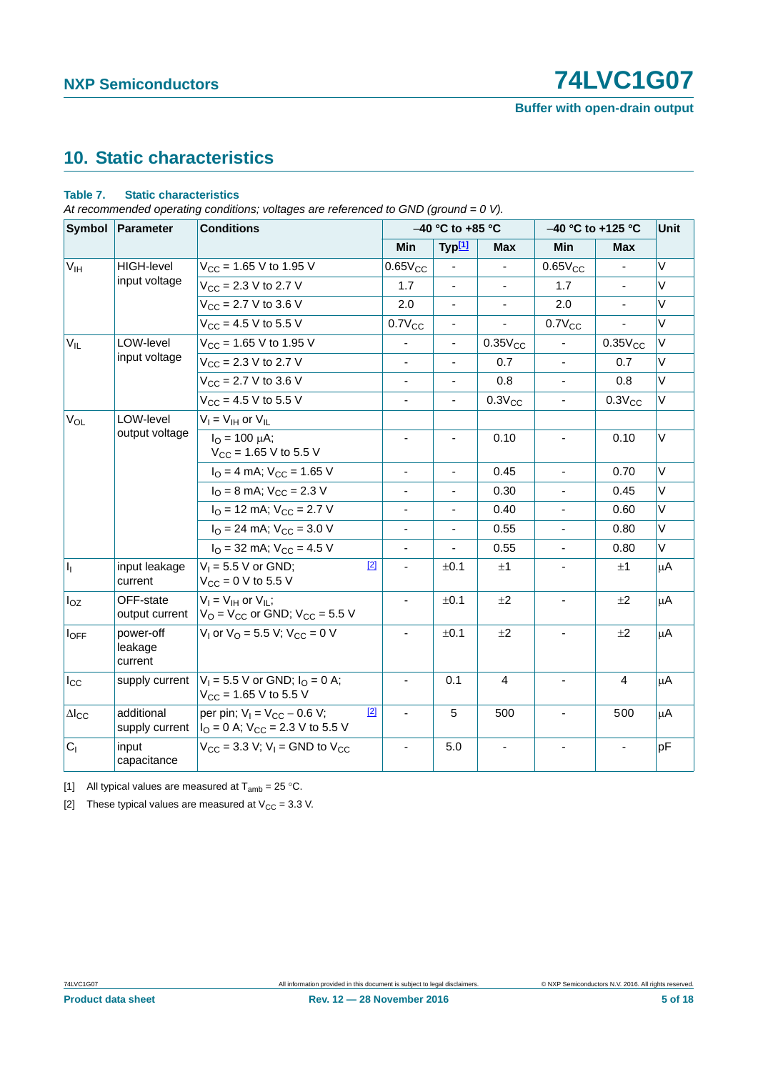## 10. Static characteristics

**Table 7. Static characteristics**

*At recommended operating conditions; voltages are referenced to GND (ground = 0 V).*

| Symbol | Parameter | Conditions | −40 °C to +85 °C | | | −40 °C to +125 °C | | Unit |
|---|---|---|---|---|---|---|---|---|
| | | | Min | Typ[1] | Max | Min | Max | |
| $V_{IH}$ | HIGH-level input voltage | $V_{CC}$ = 1.65 V to 1.95 V | $0.65V_{CC}$ | - | - | $0.65V_{CC}$ | - | V |
| | | $V_{CC}$ = 2.3 V to 2.7 V | 1.7 | - | - | 1.7 | - | V |
| | | $V_{CC}$ = 2.7 V to 3.6 V | 2.0 | - | - | 2.0 | - | V |
| | | $V_{CC}$ = 4.5 V to 5.5 V | $0.7V_{CC}$ | - | - | $0.7V_{CC}$ | - | V |
| $V_{IL}$ | LOW-level input voltage | $V_{CC}$ = 1.65 V to 1.95 V | - | - | $0.35V_{CC}$ | - | $0.35V_{CC}$ | V |
| | | $V_{CC}$ = 2.3 V to 2.7 V | - | - | 0.7 | - | 0.7 | V |
| | | $V_{CC}$ = 2.7 V to 3.6 V | - | - | 0.8 | - | 0.8 | V |
| | | $V_{CC}$ = 4.5 V to 5.5 V | - | - | $0.3V_{CC}$ | - | $0.3V_{CC}$ | V |
| $V_{OL}$ | LOW-level output voltage | $V_I = V_{IH}$ or $V_{IL}$ | | | | | | |
| | | $I_O$ = 100 μA; $V_{CC}$ = 1.65 V to 5.5 V | - | - | 0.10 | - | 0.10 | V |
| | | $I_O$ = 4 mA; $V_{CC}$ = 1.65 V | - | - | 0.45 | - | 0.70 | V |
| | | $I_O$ = 8 mA; $V_{CC}$ = 2.3 V | - | - | 0.30 | - | 0.45 | V |
| | | $I_O$ = 12 mA; $V_{CC}$ = 2.7 V | - | - | 0.40 | - | 0.60 | V |
| | | $I_O$ = 24 mA; $V_{CC}$ = 3.0 V | - | - | 0.55 | - | 0.80 | V |
| | | $I_O$ = 32 mA; $V_{CC}$ = 4.5 V | - | - | 0.55 | - | 0.80 | V |
| $I_I$ | input leakage current | $V_I$ = 5.5 V or GND; $V_{CC}$ = 0 V to 5.5 V [2] | - | ±0.1 | ±1 | - | ±1 | μA |
| $I_{OZ}$ | OFF-state output current | $V_I = V_{IH}$ or $V_{IL}$; $V_O = V_{CC}$ or GND; $V_{CC}$ = 5.5 V | - | ±0.1 | ±2 | - | ±2 | μA |
| $I_{OFF}$ | power-off leakage current | $V_I$ or $V_O$ = 5.5 V; $V_{CC}$ = 0 V | - | ±0.1 | ±2 | - | ±2 | μA |
| $I_{CC}$ | supply current | $V_I$ = 5.5 V or GND; $I_O$ = 0 A; $V_{CC}$ = 1.65 V to 5.5 V | - | 0.1 | 4 | - | 4 | μA |
| $\Delta I_{CC}$ | additional supply current | per pin; $V_I = V_{CC} - 0.6$ V; $I_O$ = 0 A; $V_{CC}$ = 2.3 V to 5.5 V [2] | - | 5 | 500 | - | 500 | μA |
| $C_I$ | input capacitance | $V_{CC}$ = 3.3 V; $V_I$ = GND to $V_{CC}$ | - | 5.0 | - | - | - | pF |

[1] All typical values are measured at $T_{amb}$ = 25 °C.

[2] These typical values are measured at $V_{CC}$ = 3.3 V.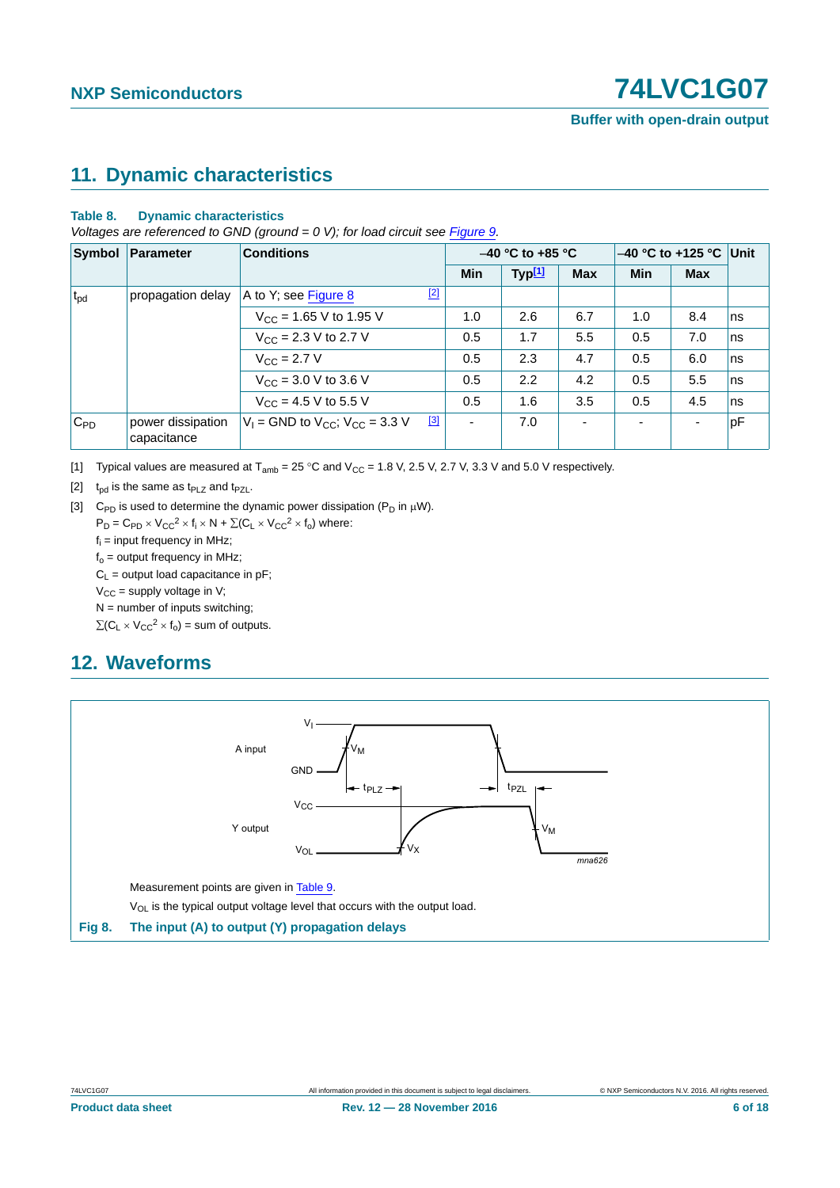## 11. Dynamic characteristics

**Table 8. Dynamic characteristics**

*Voltages are referenced to GND (ground = 0 V); for load circuit see Figure 9.*

| Symbol | Parameter | Conditions | –40 °C to +85 °C | | | –40 °C to +125 °C | | Unit |
|---|---|---|---|---|---|---|---|---|
| | | | Min | Typ[1] | Max | Min | Max | |
| $t_{pd}$ | propagation delay | A to Y; see Figure 8 [2] | | | | | | |
| | | $V_{CC}$ = 1.65 V to 1.95 V | 1.0 | 2.6 | 6.7 | 1.0 | 8.4 | ns |
| | | $V_{CC}$ = 2.3 V to 2.7 V | 0.5 | 1.7 | 5.5 | 0.5 | 7.0 | ns |
| | | $V_{CC}$ = 2.7 V | 0.5 | 2.3 | 4.7 | 0.5 | 6.0 | ns |
| | | $V_{CC}$ = 3.0 V to 3.6 V | 0.5 | 2.2 | 4.2 | 0.5 | 5.5 | ns |
| | | $V_{CC}$ = 4.5 V to 5.5 V | 0.5 | 1.6 | 3.5 | 0.5 | 4.5 | ns |
| $C_{PD}$ | power dissipation capacitance | $V_I$ = GND to $V_{CC}$; $V_{CC}$ = 3.3 V [3] | - | 7.0 | - | - | - | pF |

[1] Typical values are measured at $T_{amb}$ = 25 °C and $V_{CC}$ = 1.8 V, 2.5 V, 2.7 V, 3.3 V and 5.0 V respectively.

[2] $t_{pd}$ is the same as $t_{PLZ}$ and $t_{PZL}$.

[3] $C_{PD}$ is used to determine the dynamic power dissipation ($P_D$ in μW).

$P_D = C_{PD} \times V_{CC}^2 \times f_i \times N + \sum(C_L \times V_{CC}^2 \times f_o)$ where:

$f_i$ = input frequency in MHz;

$f_o$ = output frequency in MHz;

$C_L$ = output load capacitance in pF;

$V_{CC}$ = supply voltage in V;

N = number of inputs switching;

$\sum(C_L \times V_{CC}^2 \times f_o)$ = sum of outputs.

## 12. Waveforms

Measurement points are given in Table 9.

$V_{OL}$ is the typical output voltage level that occurs with the output load.

**Fig 8. The input (A) to output (Y) propagation delays**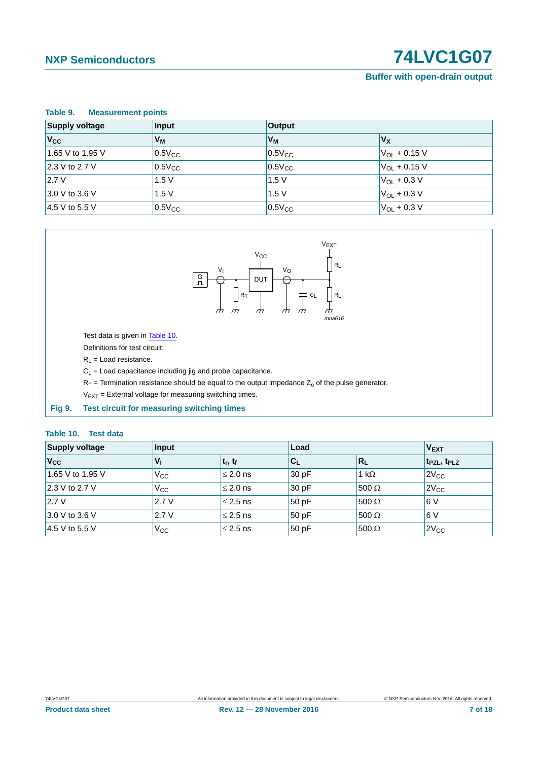**Table 9. Measurement points**

| Supply voltage | Input | Output | |
|---|---|---|---|
| $V_{CC}$ | $V_M$ | $V_M$ | $V_X$ |
| 1.65 V to 1.95 V | $0.5V_{CC}$ | $0.5V_{CC}$ | $V_{OL}$ + 0.15 V |
| 2.3 V to 2.7 V | $0.5V_{CC}$ | $0.5V_{CC}$ | $V_{OL}$ + 0.15 V |
| 2.7 V | 1.5 V | 1.5 V | $V_{OL}$ + 0.3 V |
| 3.0 V to 3.6 V | 1.5 V | 1.5 V | $V_{OL}$ + 0.3 V |
| 4.5 V to 5.5 V | $0.5V_{CC}$ | $0.5V_{CC}$ | $V_{OL}$ + 0.3 V |

Test data is given in Table 10.

Definitions for test circuit:

$R_L$ = Load resistance.

$C_L$ = Load capacitance including jig and probe capacitance.

$R_T$ = Termination resistance should be equal to the output impedance $Z_o$ of the pulse generator.

$V_{EXT}$ = External voltage for measuring switching times.

**Fig 9. Test circuit for measuring switching times**

**Table 10. Test data**

| Supply voltage | Input | | Load | | $V_{EXT}$ |
|---|---|---|---|---|---|
| $V_{CC}$ | $V_I$ | $t_r$, $t_f$ | $C_L$ | $R_L$ | $t_{PZL}$, $t_{PLZ}$ |
| 1.65 V to 1.95 V | $V_{CC}$ | ≤ 2.0 ns | 30 pF | 1 kΩ | $2V_{CC}$ |
| 2.3 V to 2.7 V | $V_{CC}$ | ≤ 2.0 ns | 30 pF | 500 Ω | $2V_{CC}$ |
| 2.7 V | 2.7 V | ≤ 2.5 ns | 50 pF | 500 Ω | 6 V |
| 3.0 V to 3.6 V | 2.7 V | ≤ 2.5 ns | 50 pF | 500 Ω | 6 V |
| 4.5 V to 5.5 V | $V_{CC}$ | ≤ 2.5 ns | 50 pF | 500 Ω | $2V_{CC}$ |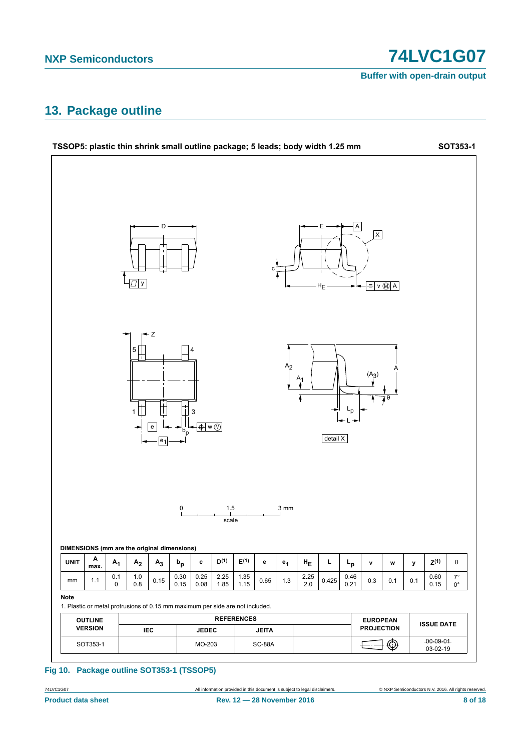## 13. Package outline

**TSSOP5: plastic thin shrink small outline package; 5 leads; body width 1.25 mm** **SOT353-1**

**DIMENSIONS (mm are the original dimensions)**

| UNIT | A max. | $A_1$ | $A_2$ | $A_3$ | $b_p$ | c | $D^{(1)}$ | $E^{(1)}$ | e | $e_1$ | $H_E$ | L | $L_p$ | v | w | y | $Z^{(1)}$ | θ |
|---|---|---|---|---|---|---|---|---|---|---|---|---|---|---|---|---|---|---|
| mm | 1.1 | 0.1<br>0 | 1.0<br>0.8 | 0.15 | 0.30<br>0.15 | 0.25<br>0.08 | 2.25<br>1.85 | 1.35<br>1.15 | 0.65 | 1.3 | 2.25<br>2.0 | 0.425 | 0.46<br>0.21 | 0.3 | 0.1 | 0.1 | 0.60<br>0.15 | 7°<br>0° |

**Note**

1. Plastic or metal protrusions of 0.15 mm maximum per side are not included.

| OUTLINE VERSION | REFERENCES | | | | EUROPEAN PROJECTION | ISSUE DATE |
|---|---|---|---|---|---|---|
| | IEC | JEDEC | JEITA | | | |
| SOT353-1 | | MO-203 | SC-88A | | | ~~00-09-01~~<br>03-02-19 |

**Fig 10. Package outline SOT353-1 (TSSOP5)**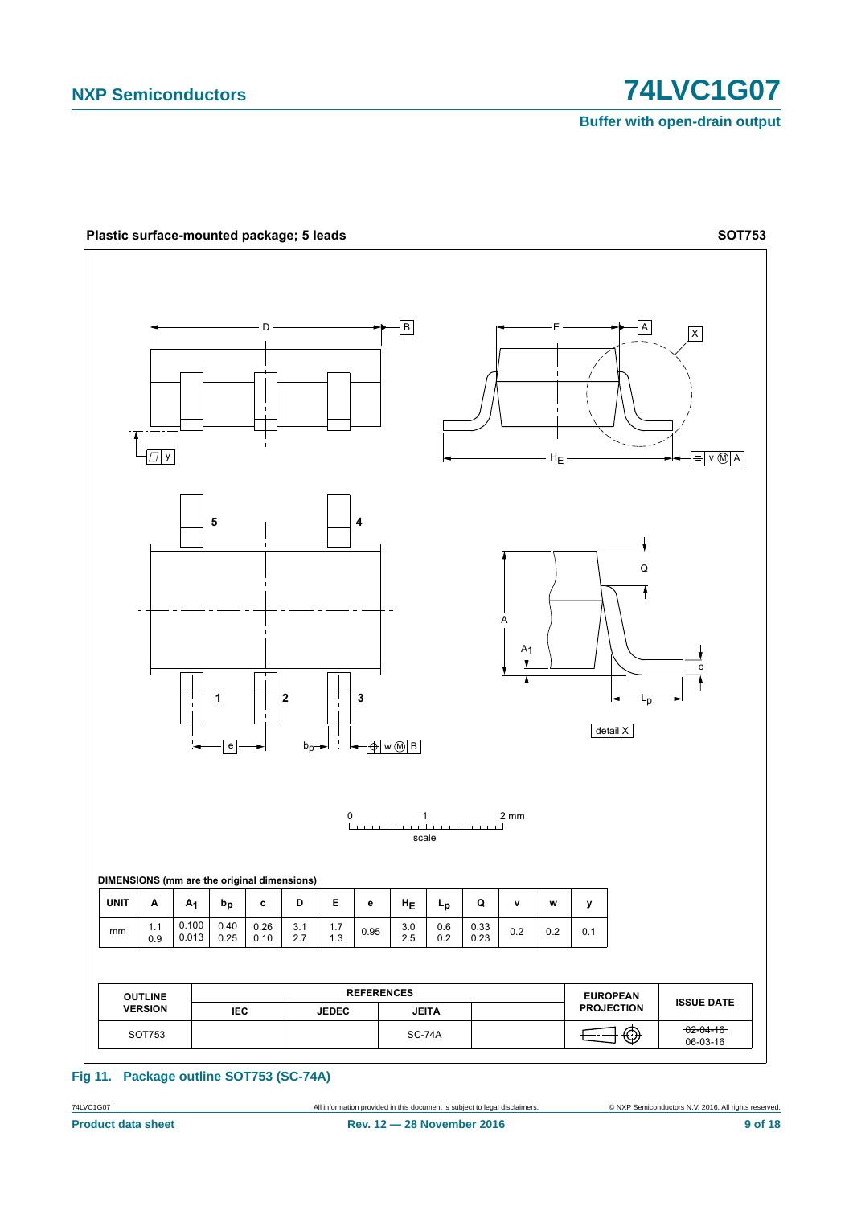Plastic surface-mounted package; 5 leads **SOT753**

DIMENSIONS (mm are the original dimensions)

| UNIT | A | $A_1$ | $b_p$ | c | D | E | e | $H_E$ | $L_p$ | Q | v | w | y |
|---|---|---|---|---|---|---|---|---|---|---|---|---|---|
| mm | 1.1<br>0.9 | 0.100<br>0.013 | 0.40<br>0.25 | 0.26<br>0.10 | 3.1<br>2.7 | 1.7<br>1.3 | 0.95 | 3.0<br>2.5 | 0.6<br>0.2 | 0.33<br>0.23 | 0.2 | 0.2 | 0.1 |

| OUTLINE VERSION | REFERENCES | | | | EUROPEAN PROJECTION | ISSUE DATE |
|---|---|---|---|---|---|---|
| | IEC | JEDEC | JEITA | | | |
| SOT753 | | | SC-74A | | | ~~02-04-16~~<br>06-03-16 |

**Fig 11. Package outline SOT753 (SC-74A)**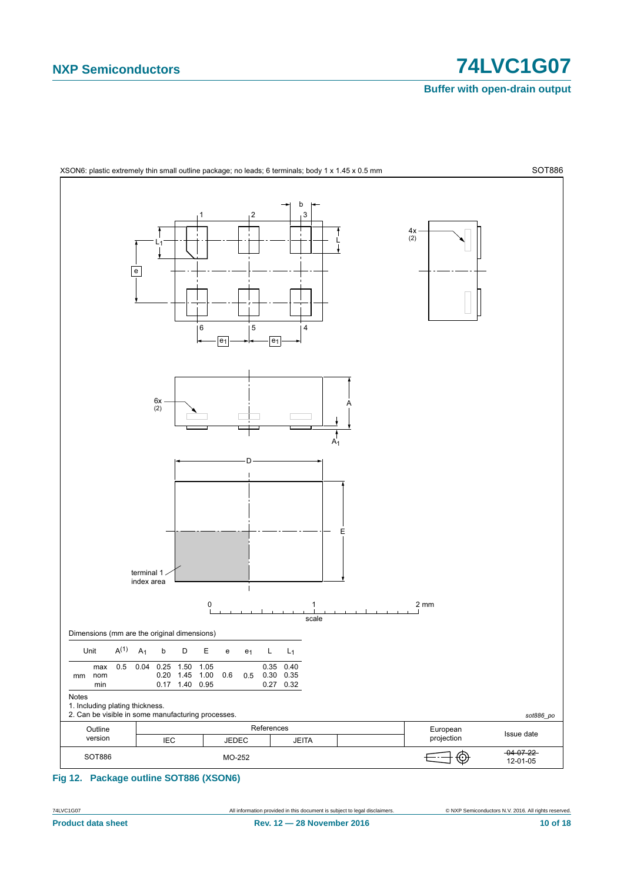XSON6: plastic extremely thin small outline package; no leads; 6 terminals; body 1 x 1.45 x 0.5 mm — SOT886

Dimensions (mm are the original dimensions)

| Unit | | A(1) | $A_1$ | b | D | E | e | $e_1$ | L | $L_1$ |
|---|---|---|---|---|---|---|---|---|---|---|
| mm | max | 0.5 | 0.04 | 0.25 | 1.50 | 1.05 | | | 0.35 | 0.40 |
| | nom | | | 0.20 | 1.45 | 1.00 | 0.6 | 0.5 | 0.30 | 0.35 |
| | min | | | 0.17 | 1.40 | 0.95 | | | 0.27 | 0.32 |

Notes

1. Including plating thickness.
2. Can be visible in some manufacturing processes.

*sot886_po*

| Outline version | References: IEC | References: JEDEC | References: JEITA | | European projection | Issue date |
|---|---|---|---|---|---|---|
| SOT886 | | MO-252 | | | | ~~04-07-22~~ 12-01-05 |

**Fig 12. Package outline SOT886 (XSON6)**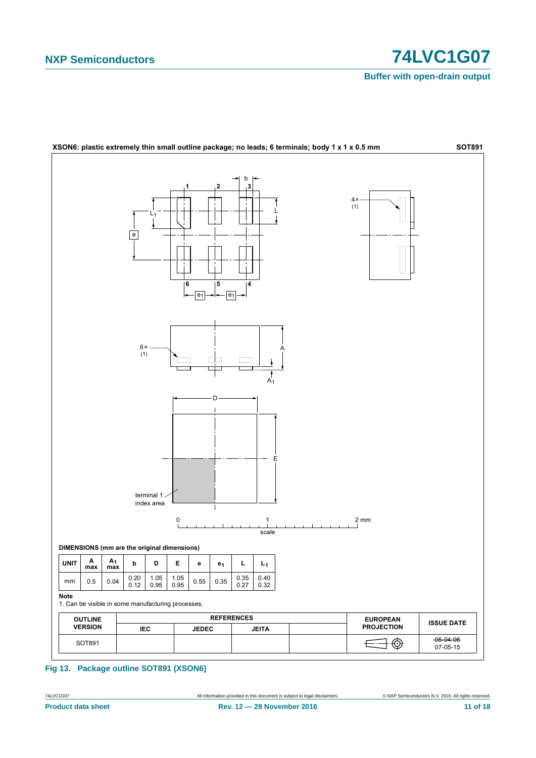**XSON6: plastic extremely thin small outline package; no leads; 6 terminals; body 1 x 1 x 0.5 mm** **SOT891**

**DIMENSIONS (mm are the original dimensions)**

| UNIT | A max | $A_1$ max | b | D | E | e | $e_1$ | L | $L_1$ |
|---|---|---|---|---|---|---|---|---|---|
| mm | 0.5 | 0.04 | 0.20<br>0.12 | 1.05<br>0.95 | 1.05<br>0.95 | 0.55 | 0.35 | 0.35<br>0.27 | 0.40<br>0.32 |

**Note**

1. Can be visible in some manufacturing processes.

| OUTLINE VERSION | REFERENCES | | | | EUROPEAN PROJECTION | ISSUE DATE |
|---|---|---|---|---|---|---|
| | IEC | JEDEC | JEITA | | | |
| SOT891 | | | | | | ~~05-04-06~~<br>07-05-15 |

**Fig 13. Package outline SOT891 (XSON6)**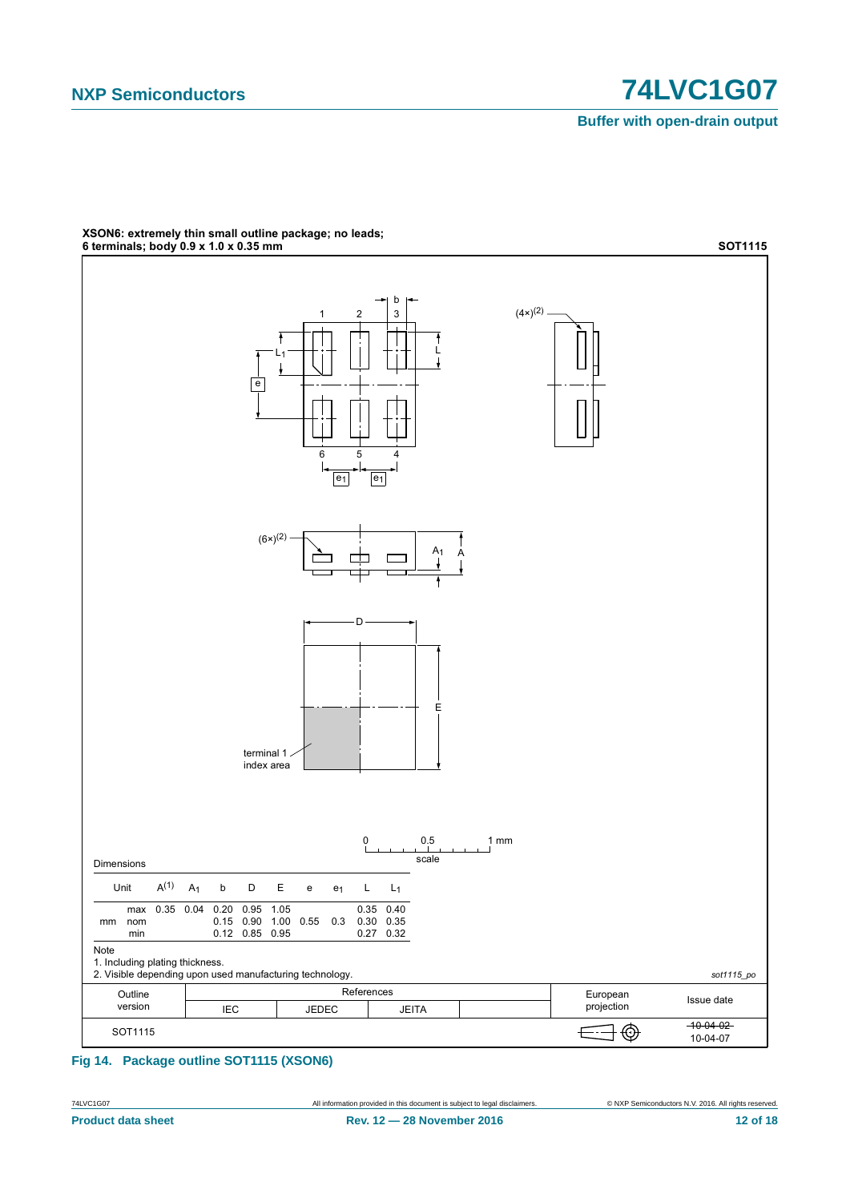**XSON6: extremely thin small outline package; no leads; 6 terminals; body 0.9 x 1.0 x 0.35 mm** **SOT1115**

Dimensions

| Unit | | A(1) | $A_1$ | b | D | E | e | $e_1$ | L | $L_1$ |
|---|---|---|---|---|---|---|---|---|---|---|
| mm | max | 0.35 | 0.04 | 0.20 | 0.95 | 1.05 | | | 0.35 | 0.40 |
| | nom | | | 0.15 | 0.90 | 1.00 | 0.55 | 0.3 | 0.30 | 0.35 |
| | min | | | 0.12 | 0.85 | 0.95 | | | 0.27 | 0.32 |

Note

1. Including plating thickness.
2. Visible depending upon used manufacturing technology.

*sot1115_po*

| Outline version | References | | | | European projection | Issue date |
|---|---|---|---|---|---|---|
| | IEC | JEDEC | JEITA | | | |
| SOT1115 | | | | | | ~~10-04-02~~ 10-04-07 |

**Fig 14. Package outline SOT1115 (XSON6)**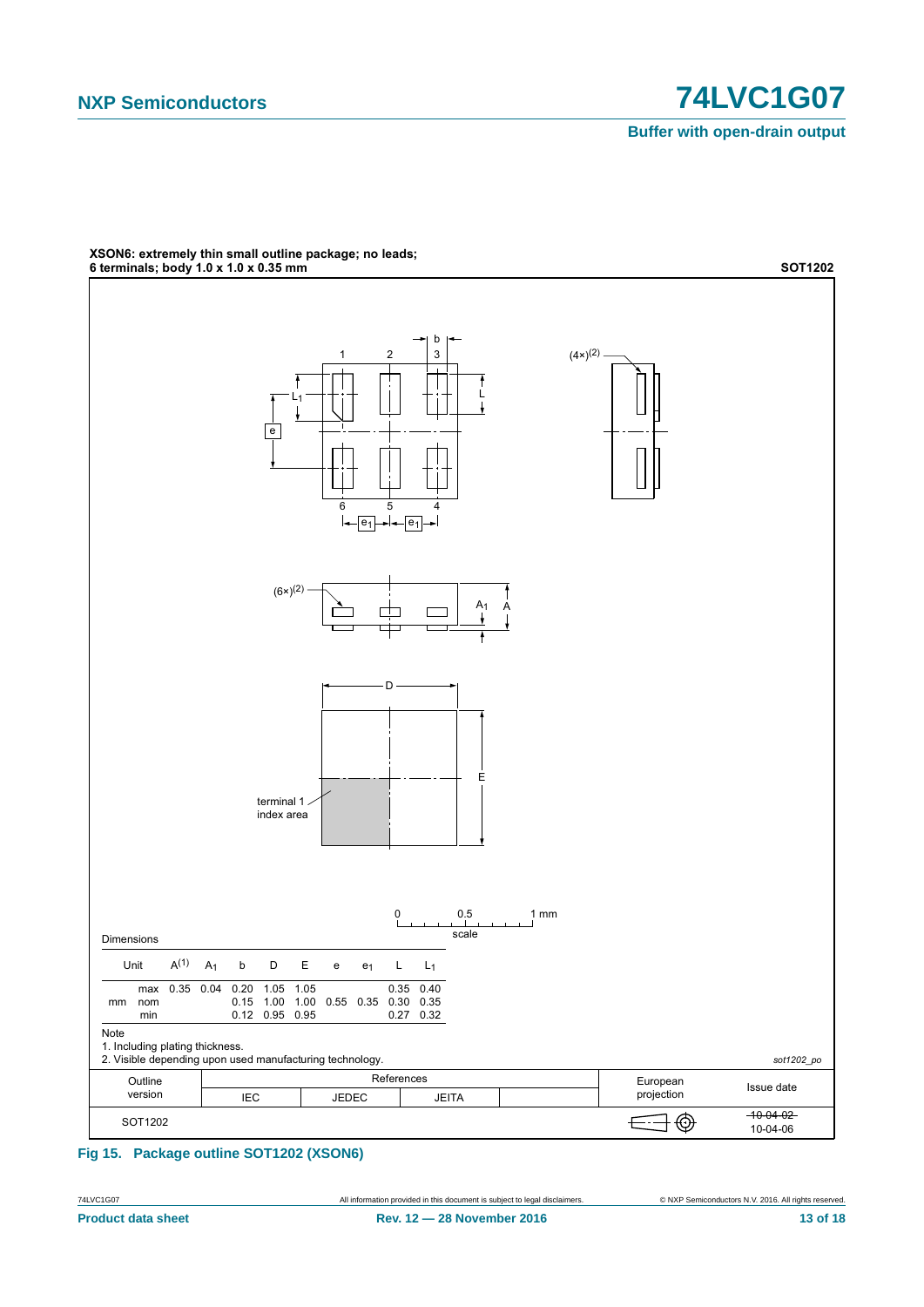**XSON6: extremely thin small outline package; no leads; 6 terminals; body 1.0 x 1.0 x 0.35 mm** **SOT1202**

Dimensions

| Unit | | $A^{(1)}$ | $A_1$ | b | D | E | e | $e_1$ | L | $L_1$ |
|---|---|---|---|---|---|---|---|---|---|---|
| mm | max | 0.35 | 0.04 | 0.20 | 1.05 | 1.05 | | | 0.35 | 0.40 |
| | nom | | | 0.15 | 1.00 | 1.00 | 0.55 | 0.35 | 0.30 | 0.35 |
| | min | | | 0.12 | 0.95 | 0.95 | | | 0.27 | 0.32 |

Note

1. Including plating thickness.
2. Visible depending upon used manufacturing technology.

sot1202_po

| Outline version | References | | | | European projection | Issue date |
|---|---|---|---|---|---|---|
| | IEC | JEDEC | JEITA | | | |
| SOT1202 | | | | | | ~~10-04-02~~ 10-04-06 |

**Fig 15. Package outline SOT1202 (XSON6)**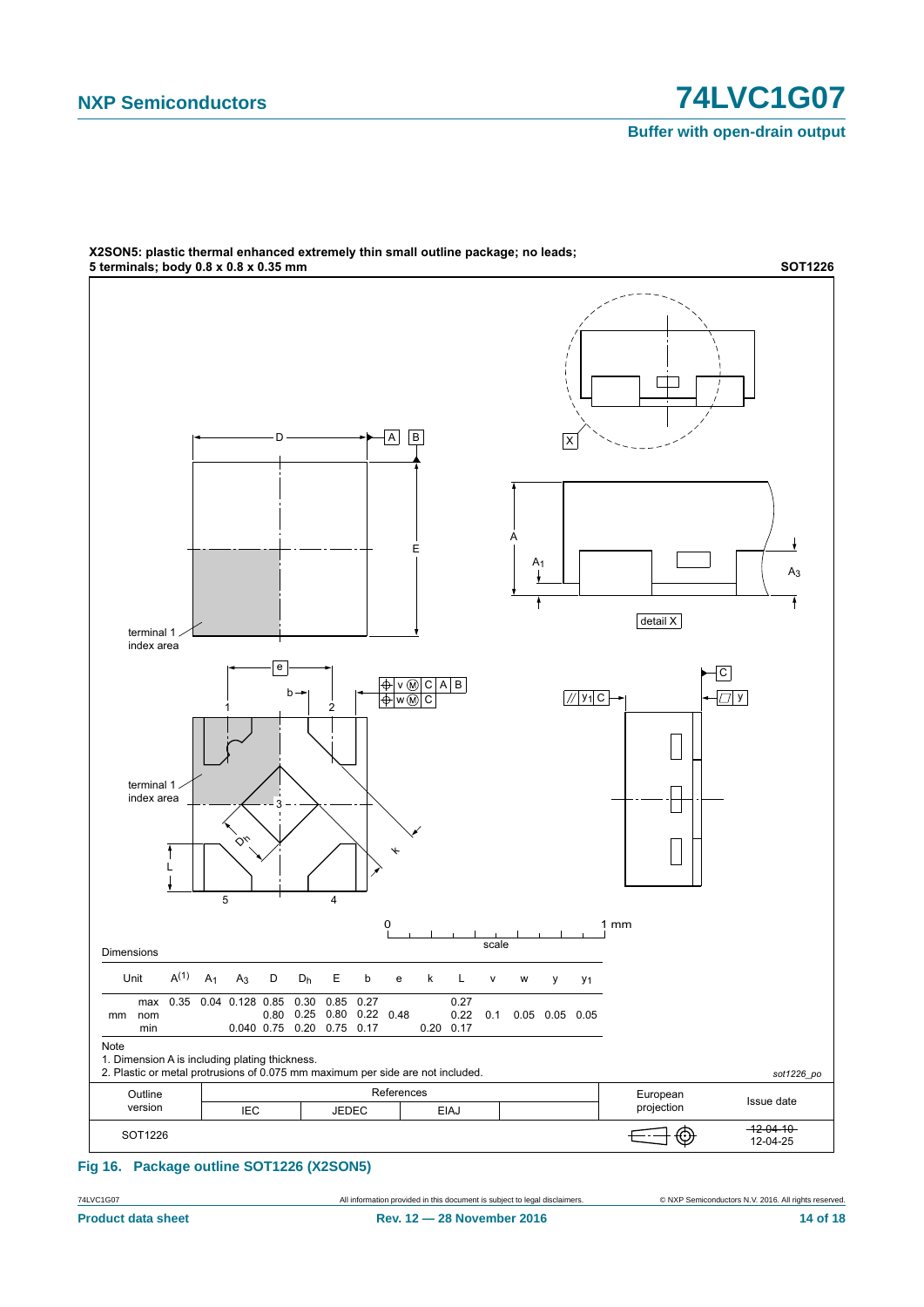**X2SON5: plastic thermal enhanced extremely thin small outline package; no leads; 5 terminals; body 0.8 x 0.8 x 0.35 mm** **SOT1226**

Dimensions

| Unit | | $A^{(1)}$ | $A_1$ | $A_3$ | D | $D_h$ | E | b | e | k | L | v | w | y | $y_1$ |
|---|---|---|---|---|---|---|---|---|---|---|---|---|---|---|---|
| mm | max | 0.35 | 0.04 | 0.128 | 0.85 | 0.30 | 0.85 | 0.27 | | | 0.27 | | | | |
| | nom | | | | 0.80 | 0.25 | 0.80 | 0.22 | 0.48 | | 0.22 | 0.1 | 0.05 | 0.05 | 0.05 |
| | min | | | 0.040 | 0.75 | 0.20 | 0.75 | 0.17 | | 0.20 | 0.17 | | | | |

Note

1. Dimension A is including plating thickness.
2. Plastic or metal protrusions of 0.075 mm maximum per side are not included.

*sot1226_po*

| Outline version | References | | | | European projection | Issue date |
|---|---|---|---|---|---|---|
| | IEC | JEDEC | EIAJ | | | |
| SOT1226 | | | | | | ~~12-04-10~~ 12-04-25 |

**Fig 16. Package outline SOT1226 (X2SON5)**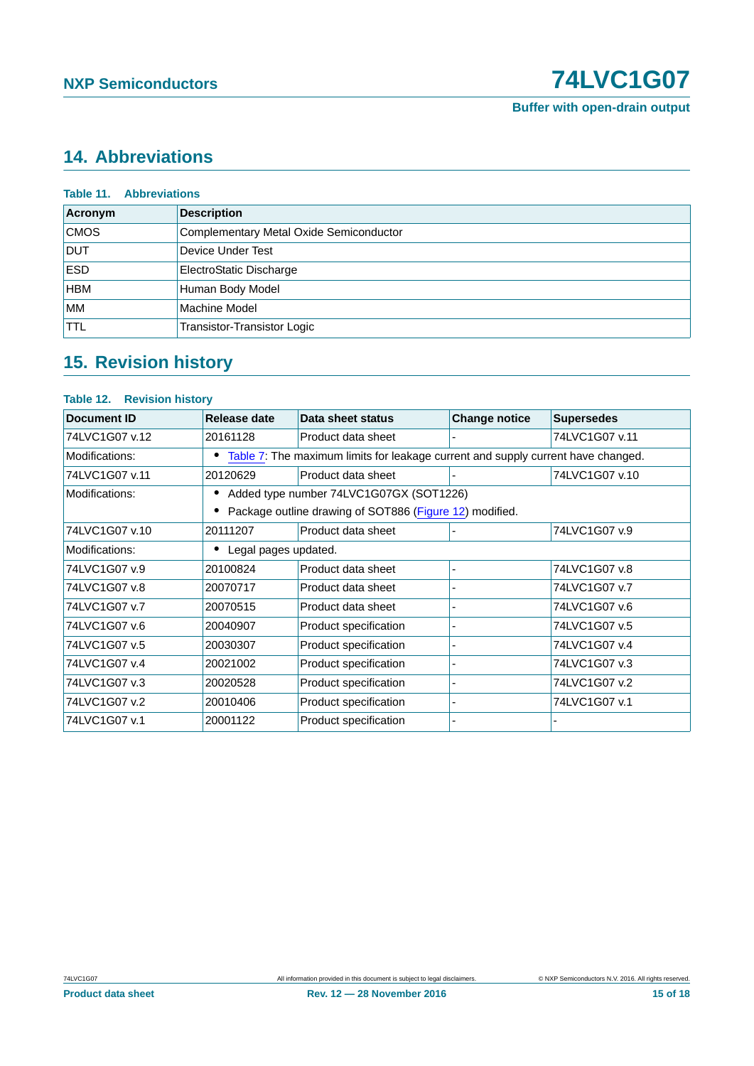## 14. Abbreviations

**Table 11. Abbreviations**

| Acronym | Description |
|---|---|
| CMOS | Complementary Metal Oxide Semiconductor |
| DUT | Device Under Test |
| ESD | ElectroStatic Discharge |
| HBM | Human Body Model |
| MM | Machine Model |
| TTL | Transistor-Transistor Logic |

## 15. Revision history

**Table 12. Revision history**

| Document ID | Release date | Data sheet status | Change notice | Supersedes |
|---|---|---|---|---|
| 74LVC1G07 v.12 | 20161128 | Product data sheet | - | 74LVC1G07 v.11 |
| Modifications: | • Table 7: The maximum limits for leakage current and supply current have changed. | | | |
| 74LVC1G07 v.11 | 20120629 | Product data sheet | - | 74LVC1G07 v.10 |
| Modifications: | • Added type number 74LVC1G07GX (SOT1226)<br>• Package outline drawing of SOT886 (Figure 12) modified. | | | |
| 74LVC1G07 v.10 | 20111207 | Product data sheet | - | 74LVC1G07 v.9 |
| Modifications: | • Legal pages updated. | | | |
| 74LVC1G07 v.9 | 20100824 | Product data sheet | - | 74LVC1G07 v.8 |
| 74LVC1G07 v.8 | 20070717 | Product data sheet | - | 74LVC1G07 v.7 |
| 74LVC1G07 v.7 | 20070515 | Product data sheet | - | 74LVC1G07 v.6 |
| 74LVC1G07 v.6 | 20040907 | Product specification | - | 74LVC1G07 v.5 |
| 74LVC1G07 v.5 | 20030307 | Product specification | - | 74LVC1G07 v.4 |
| 74LVC1G07 v.4 | 20021002 | Product specification | - | 74LVC1G07 v.3 |
| 74LVC1G07 v.3 | 20020528 | Product specification | - | 74LVC1G07 v.2 |
| 74LVC1G07 v.2 | 20010406 | Product specification | - | 74LVC1G07 v.1 |
| 74LVC1G07 v.1 | 20001122 | Product specification | - | - |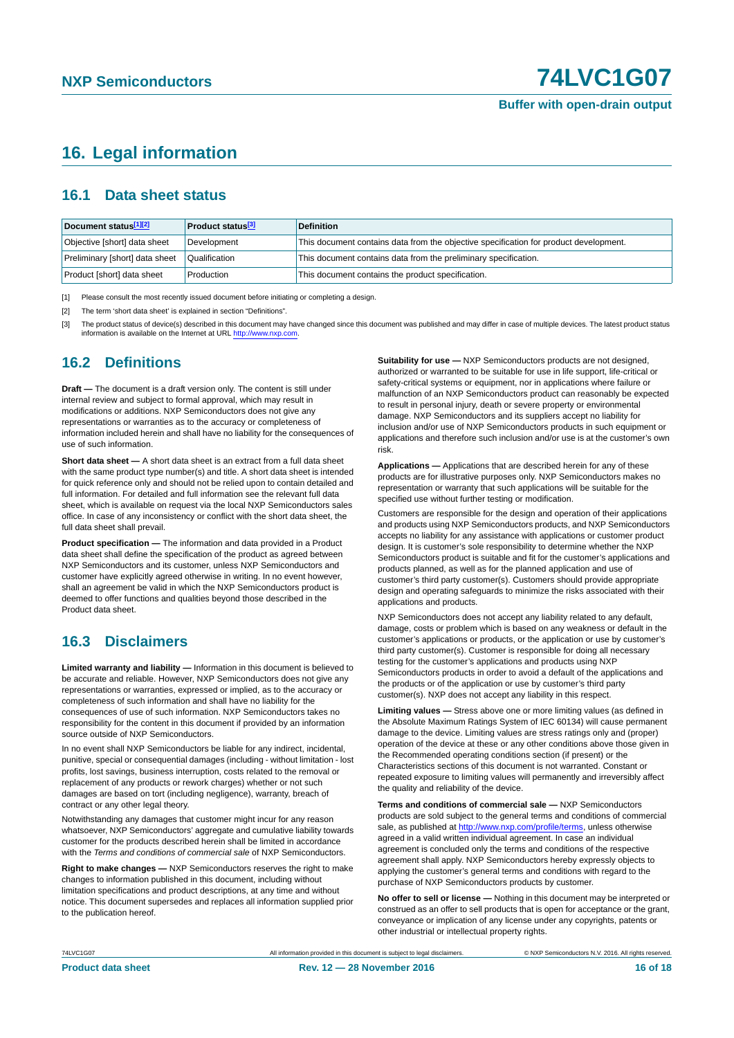# 16. Legal information

## 16.1 Data sheet status

| Document status[1][2] | Product status[3] | Definition |
|---|---|---|
| Objective [short] data sheet | Development | This document contains data from the objective specification for product development. |
| Preliminary [short] data sheet | Qualification | This document contains data from the preliminary specification. |
| Product [short] data sheet | Production | This document contains the product specification. |

[1] Please consult the most recently issued document before initiating or completing a design.

[2] The term 'short data sheet' is explained in section "Definitions".

[3] The product status of device(s) described in this document may have changed since this document was published and may differ in case of multiple devices. The latest product status information is available on the Internet at URL http://www.nxp.com.

## 16.2 Definitions

**Draft —** The document is a draft version only. The content is still under internal review and subject to formal approval, which may result in modifications or additions. NXP Semiconductors does not give any representations or warranties as to the accuracy or completeness of information included herein and shall have no liability for the consequences of use of such information.

**Short data sheet —** A short data sheet is an extract from a full data sheet with the same product type number(s) and title. A short data sheet is intended for quick reference only and should not be relied upon to contain detailed and full information. For detailed and full information see the relevant full data sheet, which is available on request via the local NXP Semiconductors sales office. In case of any inconsistency or conflict with the short data sheet, the full data sheet shall prevail.

**Product specification —** The information and data provided in a Product data sheet shall define the specification of the product as agreed between NXP Semiconductors and its customer, unless NXP Semiconductors and customer have explicitly agreed otherwise in writing. In no event however, shall an agreement be valid in which the NXP Semiconductors product is deemed to offer functions and qualities beyond those described in the Product data sheet.

## 16.3 Disclaimers

**Limited warranty and liability —** Information in this document is believed to be accurate and reliable. However, NXP Semiconductors does not give any representations or warranties, expressed or implied, as to the accuracy or completeness of such information and shall have no liability for the consequences of use of such information. NXP Semiconductors takes no responsibility for the content in this document if provided by an information source outside of NXP Semiconductors.

In no event shall NXP Semiconductors be liable for any indirect, incidental, punitive, special or consequential damages (including - without limitation - lost profits, lost savings, business interruption, costs related to the removal or replacement of any products or rework charges) whether or not such damages are based on tort (including negligence), warranty, breach of contract or any other legal theory.

Notwithstanding any damages that customer might incur for any reason whatsoever, NXP Semiconductors' aggregate and cumulative liability towards customer for the products described herein shall be limited in accordance with the *Terms and conditions of commercial sale* of NXP Semiconductors.

**Right to make changes —** NXP Semiconductors reserves the right to make changes to information published in this document, including without limitation specifications and product descriptions, at any time and without notice. This document supersedes and replaces all information supplied prior to the publication hereof.

**Suitability for use —** NXP Semiconductors products are not designed, authorized or warranted to be suitable for use in life support, life-critical or safety-critical systems or equipment, nor in applications where failure or malfunction of an NXP Semiconductors product can reasonably be expected to result in personal injury, death or severe property or environmental damage. NXP Semiconductors and its suppliers accept no liability for inclusion and/or use of NXP Semiconductors products in such equipment or applications and therefore such inclusion and/or use is at the customer's own risk.

**Applications —** Applications that are described herein for any of these products are for illustrative purposes only. NXP Semiconductors makes no representation or warranty that such applications will be suitable for the specified use without further testing or modification.

Customers are responsible for the design and operation of their applications and products using NXP Semiconductors products, and NXP Semiconductors accepts no liability for any assistance with applications or customer product design. It is customer's sole responsibility to determine whether the NXP Semiconductors product is suitable and fit for the customer's applications and products planned, as well as for the planned application and use of customer's third party customer(s). Customers should provide appropriate design and operating safeguards to minimize the risks associated with their applications and products.

NXP Semiconductors does not accept any liability related to any default, damage, costs or problem which is based on any weakness or default in the customer's applications or products, or the application or use by customer's third party customer(s). Customer is responsible for doing all necessary testing for the customer's applications and products using NXP Semiconductors products in order to avoid a default of the applications and the products or of the application or use by customer's third party customer(s). NXP does not accept any liability in this respect.

**Limiting values —** Stress above one or more limiting values (as defined in the Absolute Maximum Ratings System of IEC 60134) will cause permanent damage to the device. Limiting values are stress ratings only and (proper) operation of the device at these or any other conditions above those given in the Recommended operating conditions section (if present) or the Characteristics sections of this document is not warranted. Constant or repeated exposure to limiting values will permanently and irreversibly affect the quality and reliability of the device.

**Terms and conditions of commercial sale —** NXP Semiconductors products are sold subject to the general terms and conditions of commercial sale, as published at http://www.nxp.com/profile/terms, unless otherwise agreed in a valid written individual agreement. In case an individual agreement is concluded only the terms and conditions of the respective agreement shall apply. NXP Semiconductors hereby expressly objects to applying the customer's general terms and conditions with regard to the purchase of NXP Semiconductors products by customer.

**No offer to sell or license —** Nothing in this document may be interpreted or construed as an offer to sell products that is open for acceptance or the grant, conveyance or implication of any license under any copyrights, patents or other industrial or intellectual property rights.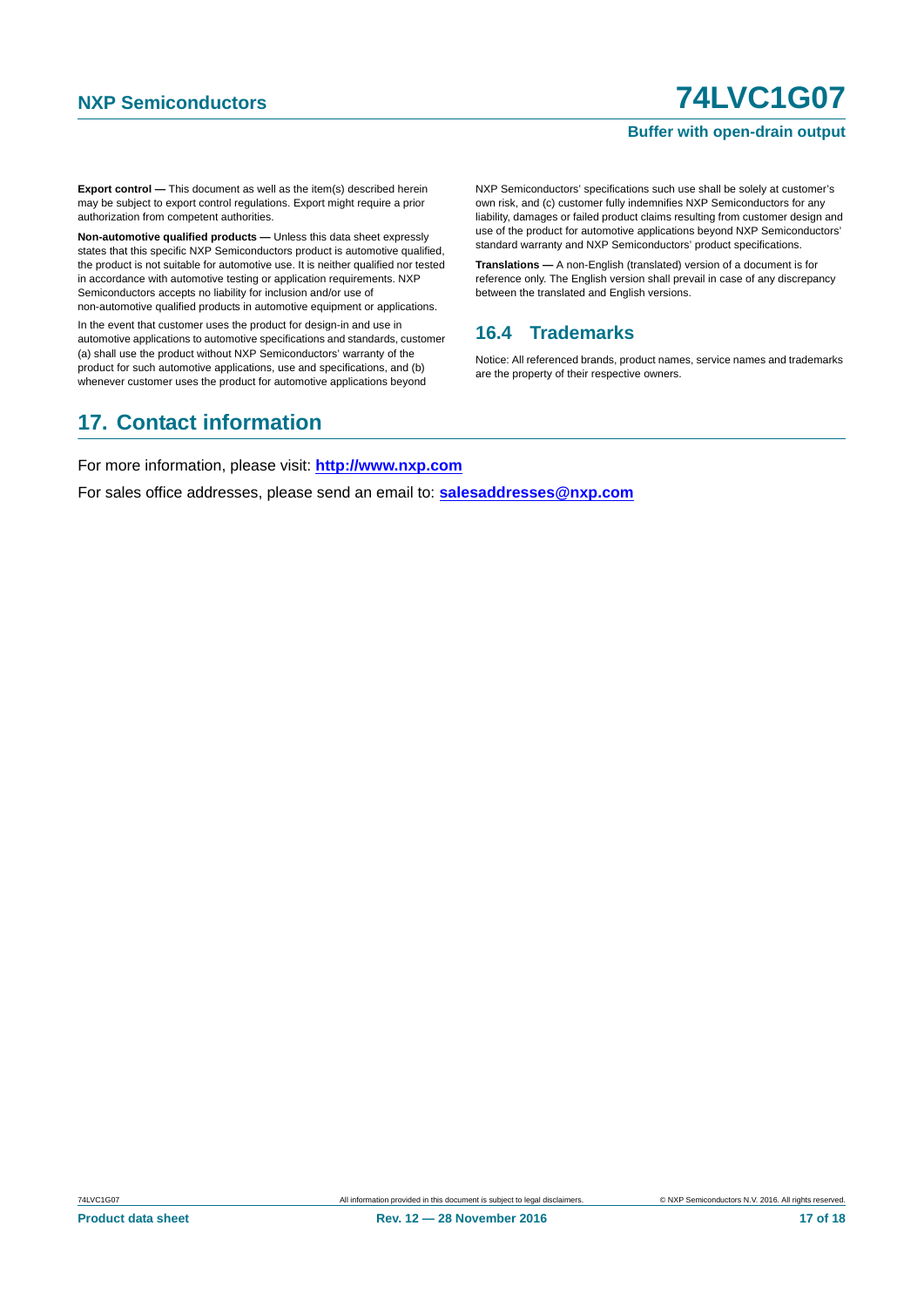**Export control —** This document as well as the item(s) described herein may be subject to export control regulations. Export might require a prior authorization from competent authorities.

**Non-automotive qualified products —** Unless this data sheet expressly states that this specific NXP Semiconductors product is automotive qualified, the product is not suitable for automotive use. It is neither qualified nor tested in accordance with automotive testing or application requirements. NXP Semiconductors accepts no liability for inclusion and/or use of non-automotive qualified products in automotive equipment or applications.

In the event that customer uses the product for design-in and use in automotive applications to automotive specifications and standards, customer (a) shall use the product without NXP Semiconductors' warranty of the product for such automotive applications, use and specifications, and (b) whenever customer uses the product for automotive applications beyond NXP Semiconductors' specifications such use shall be solely at customer's own risk, and (c) customer fully indemnifies NXP Semiconductors for any liability, damages or failed product claims resulting from customer design and use of the product for automotive applications beyond NXP Semiconductors' standard warranty and NXP Semiconductors' product specifications.

**Translations —** A non-English (translated) version of a document is for reference only. The English version shall prevail in case of any discrepancy between the translated and English versions.

### 16.4 Trademarks

Notice: All referenced brands, product names, service names and trademarks are the property of their respective owners.

## 17. Contact information

For more information, please visit: **http://www.nxp.com**

For sales office addresses, please send an email to: **salesaddresses@nxp.com**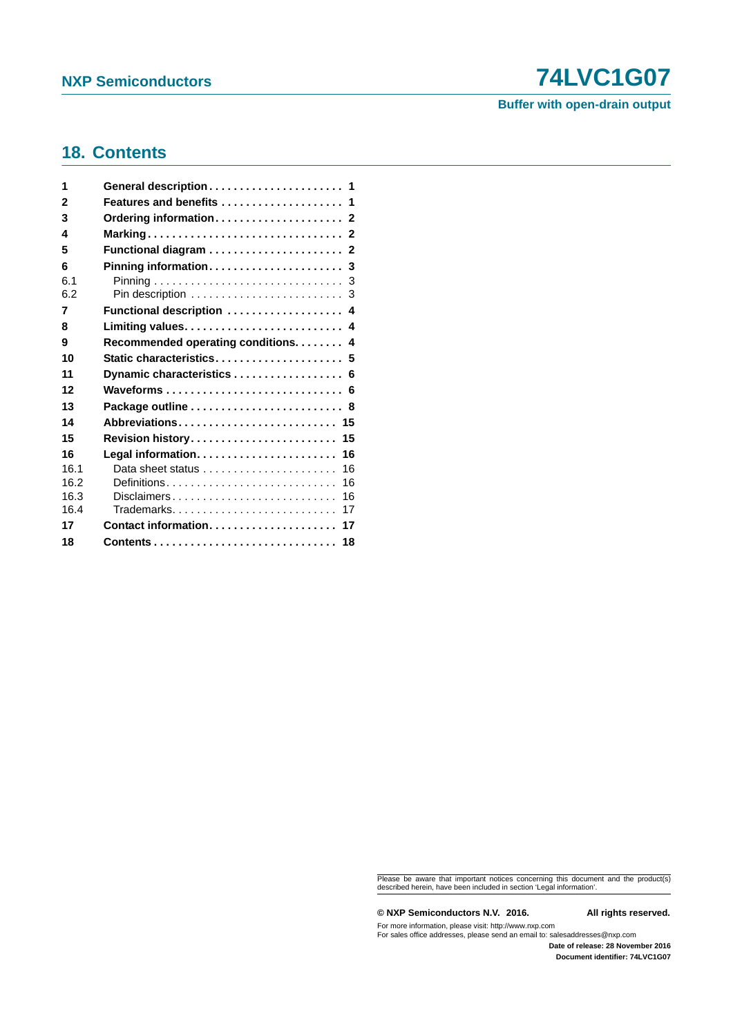## 18. Contents

| | | |
|---|---|---|
| **1** | **General description** | **1** |
| **2** | **Features and benefits** | **1** |
| **3** | **Ordering information** | **2** |
| **4** | **Marking** | **2** |
| **5** | **Functional diagram** | **2** |
| **6** | **Pinning information** | **3** |
| 6.1 | Pinning | 3 |
| 6.2 | Pin description | 3 |
| **7** | **Functional description** | **4** |
| **8** | **Limiting values** | **4** |
| **9** | **Recommended operating conditions** | **4** |
| **10** | **Static characteristics** | **5** |
| **11** | **Dynamic characteristics** | **6** |
| **12** | **Waveforms** | **6** |
| **13** | **Package outline** | **8** |
| **14** | **Abbreviations** | **15** |
| **15** | **Revision history** | **15** |
| **16** | **Legal information** | **16** |
| 16.1 | Data sheet status | 16 |
| 16.2 | Definitions | 16 |
| 16.3 | Disclaimers | 16 |
| 16.4 | Trademarks | 17 |
| **17** | **Contact information** | **17** |
| **18** | **Contents** | **18** |

Please be aware that important notices concerning this document and the product(s) described herein, have been included in section 'Legal information'.

**© NXP Semiconductors N.V. 2016. All rights reserved.**

For more information, please visit: http://www.nxp.com
For sales office addresses, please send an email to: salesaddresses@nxp.com

**Date of release: 28 November 2016**
**Document identifier: 74LVC1G07**